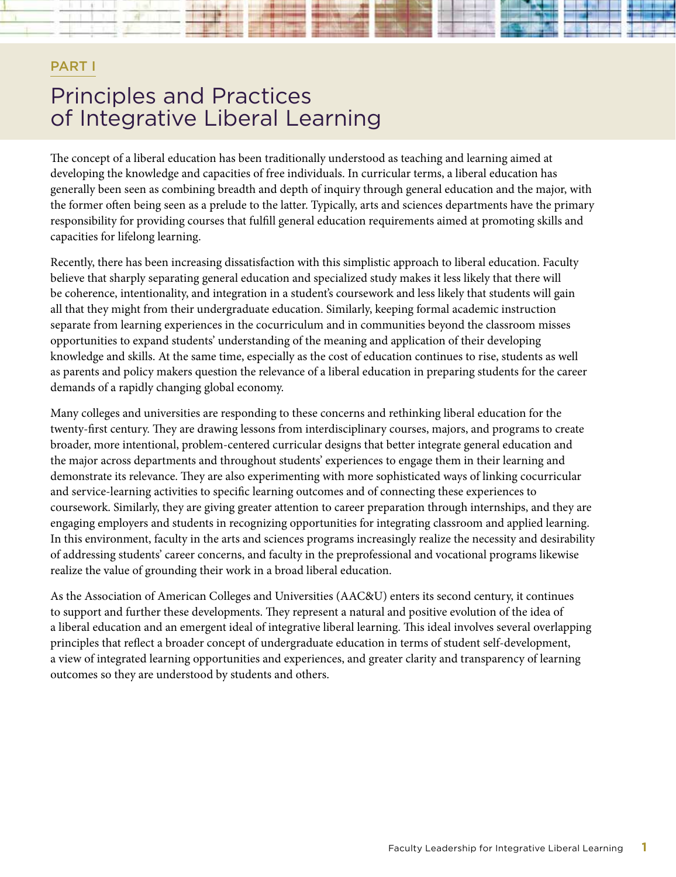PART I

# Principles and Practices of Integrative Liberal Learning

The concept of a liberal education has been traditionally understood as teaching and learning aimed at developing the knowledge and capacities of free individuals. In curricular terms, a liberal education has generally been seen as combining breadth and depth of inquiry through general education and the major, with the former often being seen as a prelude to the latter. Typically, arts and sciences departments have the primary responsibility for providing courses that fulfill general education requirements aimed at promoting skills and capacities for lifelong learning.

Recently, there has been increasing dissatisfaction with this simplistic approach to liberal education. Faculty believe that sharply separating general education and specialized study makes it less likely that there will be coherence, intentionality, and integration in a student's coursework and less likely that students will gain all that they might from their undergraduate education. Similarly, keeping formal academic instruction separate from learning experiences in the cocurriculum and in communities beyond the classroom misses opportunities to expand students' understanding of the meaning and application of their developing knowledge and skills. At the same time, especially as the cost of education continues to rise, students as well as parents and policy makers question the relevance of a liberal education in preparing students for the career demands of a rapidly changing global economy.

Many colleges and universities are responding to these concerns and rethinking liberal education for the twenty-first century. They are drawing lessons from interdisciplinary courses, majors, and programs to create broader, more intentional, problem-centered curricular designs that better integrate general education and the major across departments and throughout students' experiences to engage them in their learning and demonstrate its relevance. They are also experimenting with more sophisticated ways of linking cocurricular and service-learning activities to specific learning outcomes and of connecting these experiences to coursework. Similarly, they are giving greater attention to career preparation through internships, and they are engaging employers and students in recognizing opportunities for integrating classroom and applied learning. In this environment, faculty in the arts and sciences programs increasingly realize the necessity and desirability of addressing students' career concerns, and faculty in the preprofessional and vocational programs likewise realize the value of grounding their work in a broad liberal education.

As the Association of American Colleges and Universities (AAC&U) enters its second century, it continues to support and further these developments. They represent a natural and positive evolution of the idea of a liberal education and an emergent ideal of integrative liberal learning. This ideal involves several overlapping principles that reflect a broader concept of undergraduate education in terms of student self-development, a view of integrated learning opportunities and experiences, and greater clarity and transparency of learning outcomes so they are understood by students and others.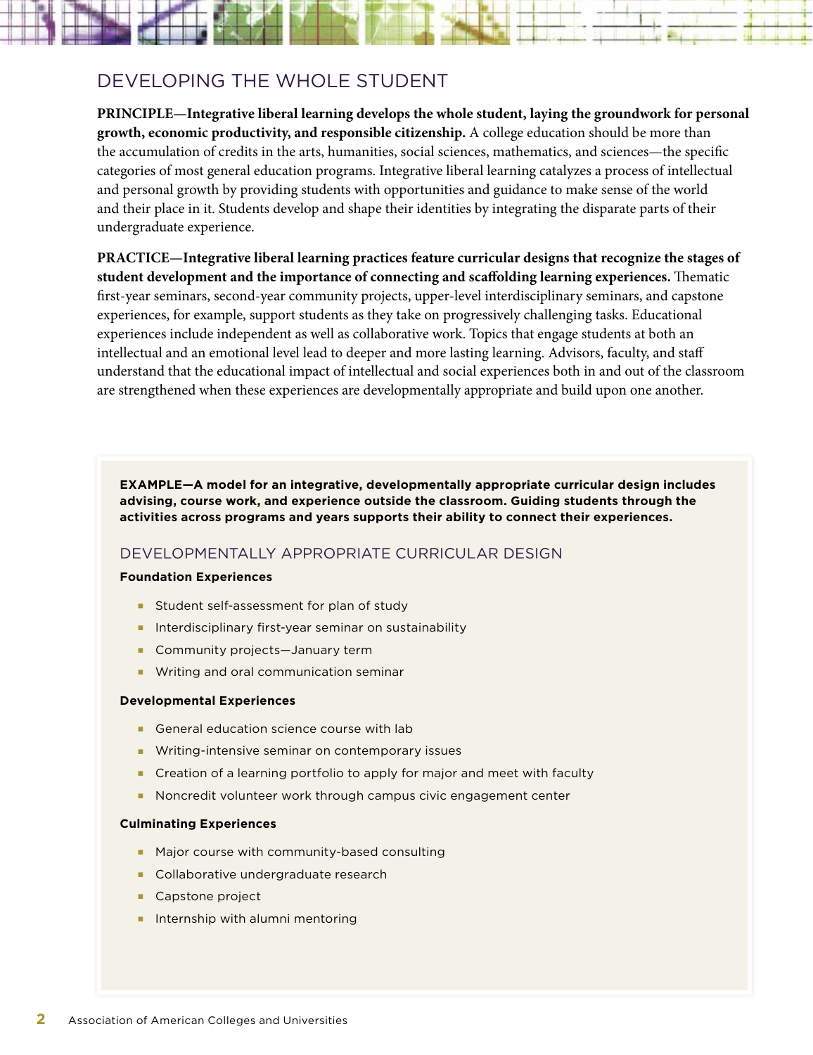## DEVELOPING THE WHOLE STUDENT

**PRINCIPLE—Integrative liberal learning develops the whole student, laying the groundwork for personal growth, economic productivity, and responsible citizenship.** A college education should be more than the accumulation of credits in the arts, humanities, social sciences, mathematics, and sciences—the specific categories of most general education programs. Integrative liberal learning catalyzes a process of intellectual and personal growth by providing students with opportunities and guidance to make sense of the world and their place in it. Students develop and shape their identities by integrating the disparate parts of their undergraduate experience.

**PRACTICE—Integrative liberal learning practices feature curricular designs that recognize the stages of student development and the importance of connecting and scaffolding learning experiences.** Thematic first-year seminars, second-year community projects, upper-level interdisciplinary seminars, and capstone experiences, for example, support students as they take on progressively challenging tasks. Educational experiences include independent as well as collaborative work. Topics that engage students at both an intellectual and an emotional level lead to deeper and more lasting learning. Advisors, faculty, and staff understand that the educational impact of intellectual and social experiences both in and out of the classroom are strengthened when these experiences are developmentally appropriate and build upon one another.

**EXAMPLE—A model for an integrative, developmentally appropriate curricular design includes advising, course work, and experience outside the classroom. Guiding students through the activities across programs and years supports their ability to connect their experiences.**

### DEVELOPMENTALLY APPROPRIATE CURRICULAR DESIGN

**Foundation Experiences**

- Student self-assessment for plan of study
- Interdisciplinary first-year seminar on sustainability
- Community projects—January term
- Writing and oral communication seminar

**Developmental Experiences**

- General education science course with lab
- Writing-intensive seminar on contemporary issues
- Creation of a learning portfolio to apply for major and meet with faculty
- Noncredit volunteer work through campus civic engagement center

**Culminating Experiences**

- Major course with community-based consulting
- Collaborative undergraduate research
- Capstone project
- Internship with alumni mentoring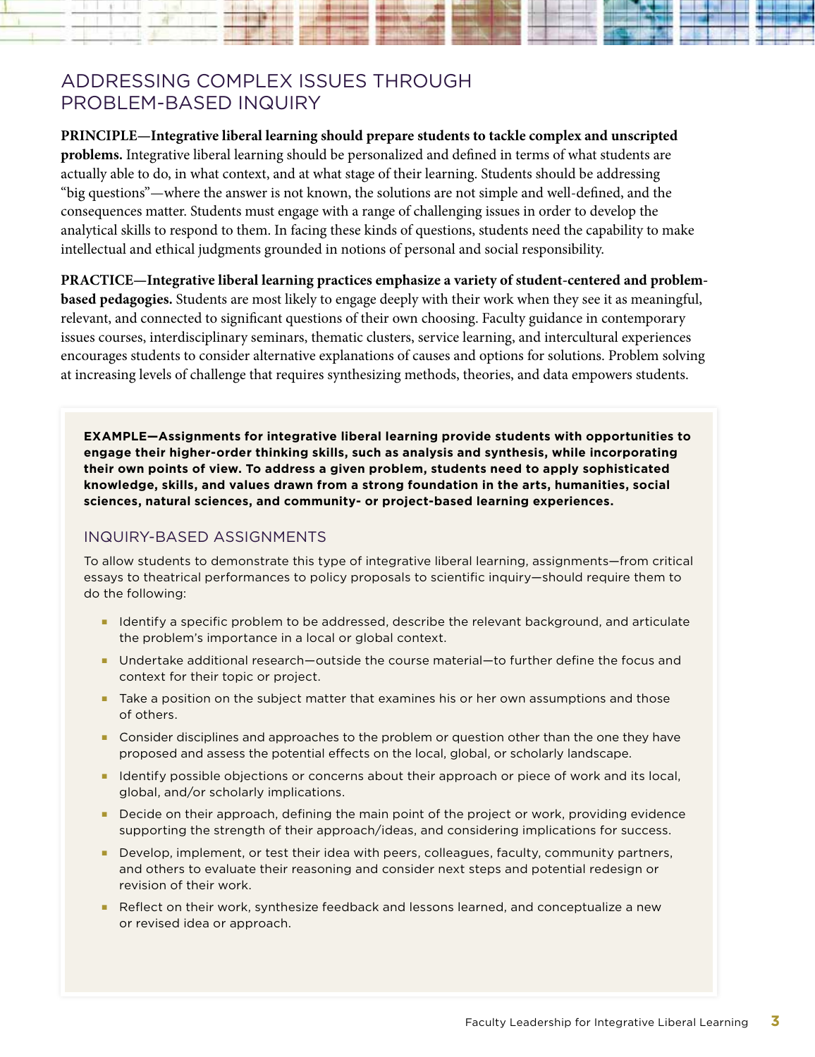# ADDRESSING COMPLEX ISSUES THROUGH PROBLEM-BASED INQUIRY

**PRINCIPLE—Integrative liberal learning should prepare students to tackle complex and unscripted problems.** Integrative liberal learning should be personalized and defined in terms of what students are actually able to do, in what context, and at what stage of their learning. Students should be addressing "big questions"—where the answer is not known, the solutions are not simple and well-defined, and the consequences matter. Students must engage with a range of challenging issues in order to develop the analytical skills to respond to them. In facing these kinds of questions, students need the capability to make intellectual and ethical judgments grounded in notions of personal and social responsibility.

**PRACTICE—Integrative liberal learning practices emphasize a variety of student-centered and problem-based pedagogies.** Students are most likely to engage deeply with their work when they see it as meaningful, relevant, and connected to significant questions of their own choosing. Faculty guidance in contemporary issues courses, interdisciplinary seminars, thematic clusters, service learning, and intercultural experiences encourages students to consider alternative explanations of causes and options for solutions. Problem solving at increasing levels of challenge that requires synthesizing methods, theories, and data empowers students.

**EXAMPLE—Assignments for integrative liberal learning provide students with opportunities to engage their higher-order thinking skills, such as analysis and synthesis, while incorporating their own points of view. To address a given problem, students need to apply sophisticated knowledge, skills, and values drawn from a strong foundation in the arts, humanities, social sciences, natural sciences, and community- or project-based learning experiences.**

## INQUIRY-BASED ASSIGNMENTS

To allow students to demonstrate this type of integrative liberal learning, assignments—from critical essays to theatrical performances to policy proposals to scientific inquiry—should require them to do the following:

- Identify a specific problem to be addressed, describe the relevant background, and articulate the problem's importance in a local or global context.
- Undertake additional research—outside the course material—to further define the focus and context for their topic or project.
- Take a position on the subject matter that examines his or her own assumptions and those of others.
- Consider disciplines and approaches to the problem or question other than the one they have proposed and assess the potential effects on the local, global, or scholarly landscape.
- Identify possible objections or concerns about their approach or piece of work and its local, global, and/or scholarly implications.
- Decide on their approach, defining the main point of the project or work, providing evidence supporting the strength of their approach/ideas, and considering implications for success.
- Develop, implement, or test their idea with peers, colleagues, faculty, community partners, and others to evaluate their reasoning and consider next steps and potential redesign or revision of their work.
- Reflect on their work, synthesize feedback and lessons learned, and conceptualize a new or revised idea or approach.